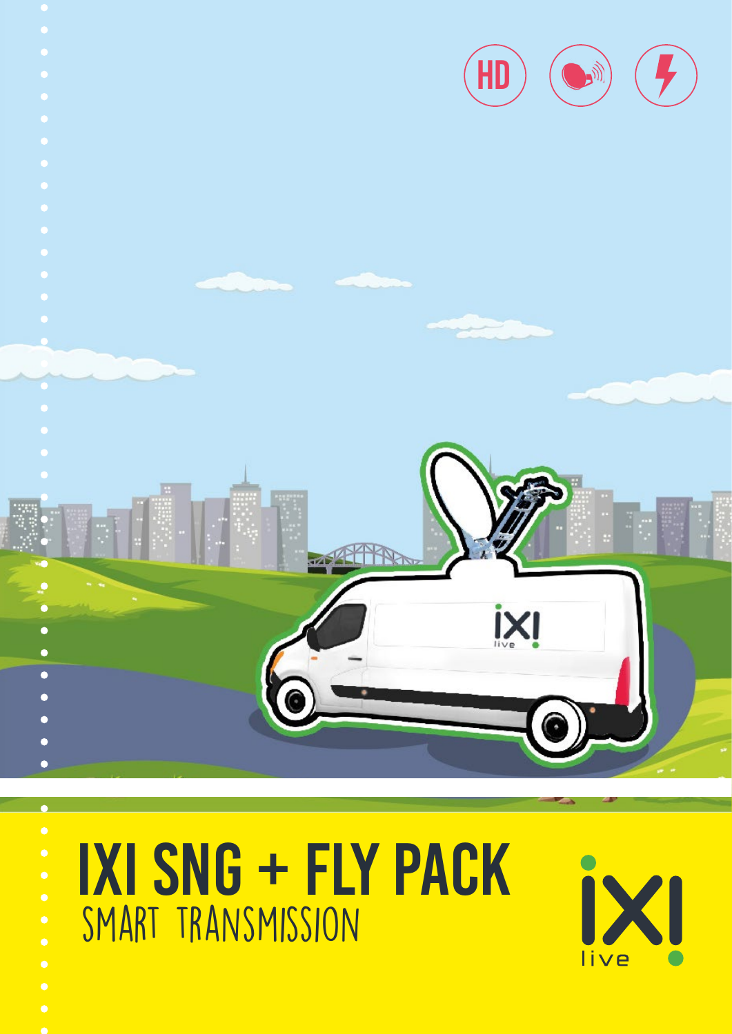# IXI SNG + FLY PACK

## SMART TRANSMISSION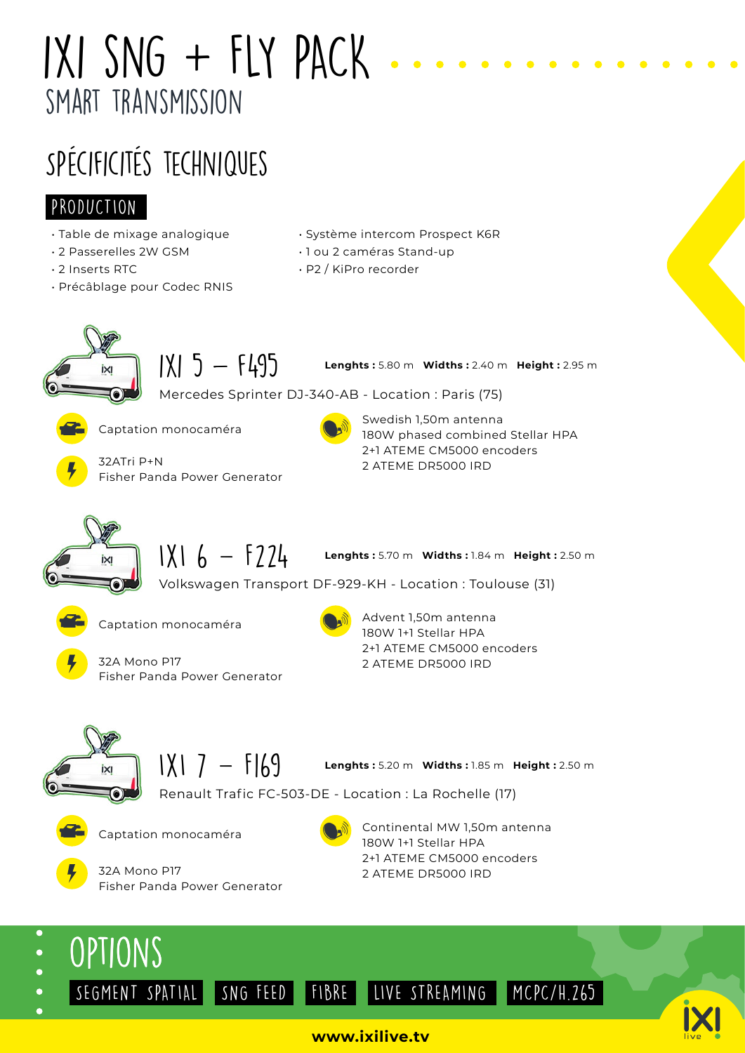# IXI SNG + FLY PACK
## SMART TRANSMISSION

## SPÉCIFICITÉS TECHNIQUES

### PRODUCTION

- Table de mixage analogique
- 2 Passerelles 2W GSM
- 2 Inserts RTC
- Précâblage pour Codec RNIS
- Système intercom Prospect K6R
- 1 ou 2 caméras Stand-up
- P2 / KiPro recorder

### IXI 5 – F495

**Lenghts :** 5.80 m **Widths :** 2.40 m **Height :** 2.95 m

Mercedes Sprinter DJ-340-AB - Location : Paris (75)

Captation monocaméra

32ATri P+N
Fisher Panda Power Generator

Swedish 1,50m antenna
180W phased combined Stellar HPA
2+1 ATEME CM5000 encoders
2 ATEME DR5000 IRD

### IXI 6 – F224

**Lenghts :** 5.70 m **Widths :** 1.84 m **Height :** 2.50 m

Volkswagen Transport DF-929-KH - Location : Toulouse (31)

Captation monocaméra

32A Mono P17
Fisher Panda Power Generator

Advent 1,50m antenna
180W 1+1 Stellar HPA
2+1 ATEME CM5000 encoders
2 ATEME DR5000 IRD

### IXI 7 – F169

**Lenghts :** 5.20 m **Widths :** 1.85 m **Height :** 2.50 m

Renault Trafic FC-503-DE - Location : La Rochelle (17)

Captation monocaméra

32A Mono P17
Fisher Panda Power Generator

Continental MW 1,50m antenna
180W 1+1 Stellar HPA
2+1 ATEME CM5000 encoders
2 ATEME DR5000 IRD

## OPTIONS

SEGMENT SPATIAL | SNG FEED | FIBRE | LIVE STREAMING | MCPC/H.265

**www.ixilive.tv**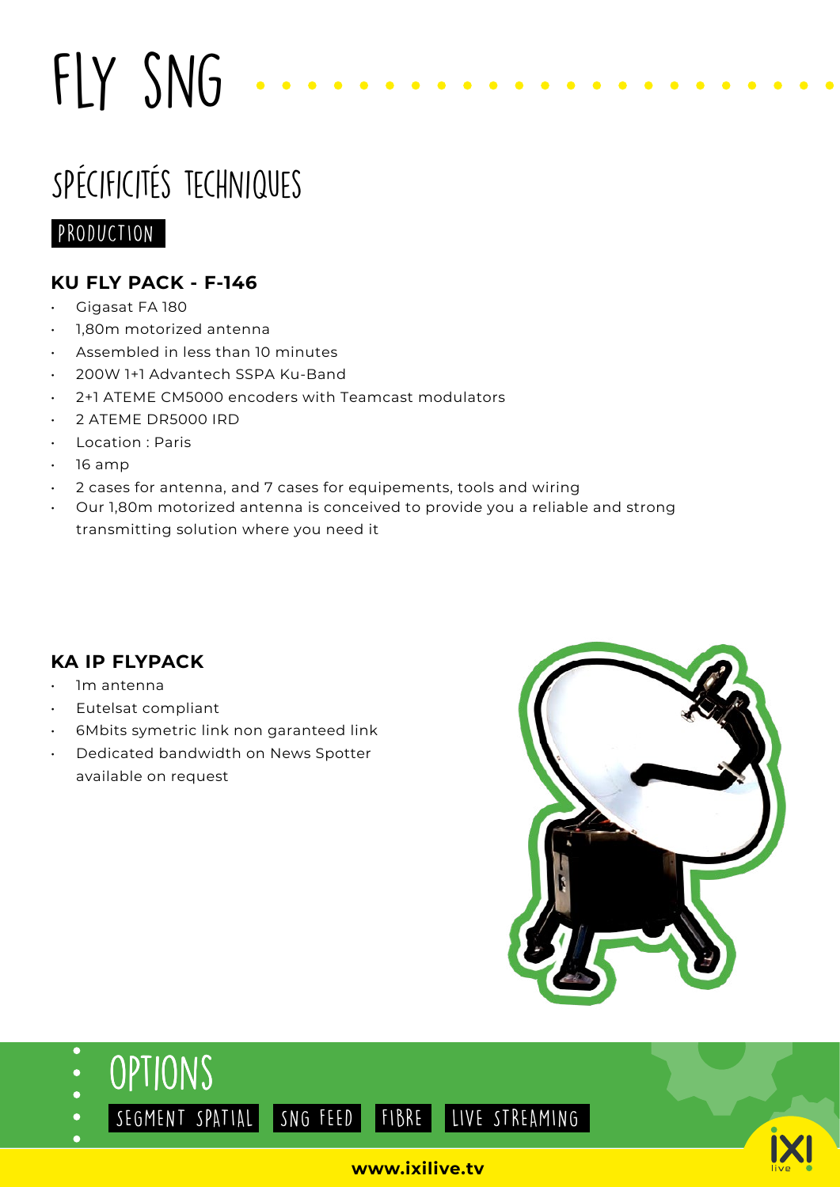# FLY SNG

## SPÉCIFICITÉS TECHNIQUES

PRODUCTION

### KU FLY PACK - F-146

- Gigasat FA 180
- 1,80m motorized antenna
- Assembled in less than 10 minutes
- 200W 1+1 Advantech SSPA Ku-Band
- 2+1 ATEME CM5000 encoders with Teamcast modulators
- 2 ATEME DR5000 IRD
- Location : Paris
- 16 amp
- 2 cases for antenna, and 7 cases for equipements, tools and wiring
- Our 1,80m motorized antenna is conceived to provide you a reliable and strong transmitting solution where you need it

### KA IP FLYPACK

- 1m antenna
- Eutelsat compliant
- 6Mbits symetric link non garanteed link
- Dedicated bandwidth on News Spotter available on request

## OPTIONS

SEGMENT SPATIAL | SNG FEED | FIBRE | LIVE STREAMING

www.ixilive.tv